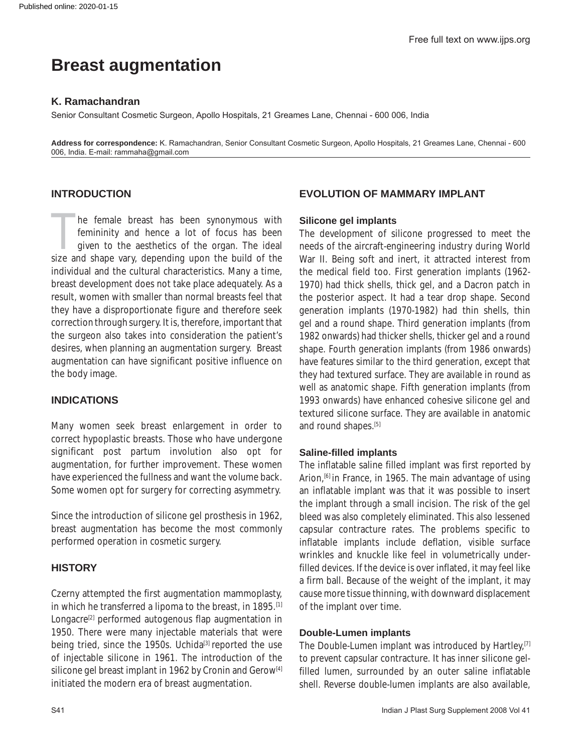# Breast augmentation

**K. Ramachandran**

Senior Consultant Cosmetic Surgeon, Apollo Hospitals, 21 Greames Lane, Chennai - 600 006, India

**Address for correspondence:** K. Ramachandran, Senior Consultant Cosmetic Surgeon, Apollo Hospitals, 21 Greames Lane, Chennai - 600 006, India. E-mail: rammaha@gmail.com

## INTRODUCTION

The female breast has been synonymous with femininity and hence a lot of focus has been given to the aesthetics of the organ. The ideal size and shape vary, depending upon the build of the individual and the cultural characteristics. Many a time, breast development does not take place adequately. As a result, women with smaller than normal breasts feel that they have a disproportionate figure and therefore seek correction through surgery. It is, therefore, important that the surgeon also takes into consideration the patient's desires, when planning an augmentation surgery. Breast augmentation can have significant positive influence on the body image.

## INDICATIONS

Many women seek breast enlargement in order to correct hypoplastic breasts. Those who have undergone significant post partum involution also opt for augmentation, for further improvement. These women have experienced the fullness and want the volume back. Some women opt for surgery for correcting asymmetry.

Since the introduction of silicone gel prosthesis in 1962, breast augmentation has become the most commonly performed operation in cosmetic surgery.

## HISTORY

Czerny attempted the first augmentation mammoplasty, in which he transferred a lipoma to the breast, in 1895.[1] Longacre[2] performed autogenous flap augmentation in 1950. There were many injectable materials that were being tried, since the 1950s. Uchida[3] reported the use of injectable silicone in 1961. The introduction of the silicone gel breast implant in 1962 by Cronin and Gerow[4] initiated the modern era of breast augmentation.

## EVOLUTION OF MAMMARY IMPLANT

### Silicone gel implants

The development of silicone progressed to meet the needs of the aircraft-engineering industry during World War II. Being soft and inert, it attracted interest from the medical field too. First generation implants (1962-1970) had thick shells, thick gel, and a Dacron patch in the posterior aspect. It had a tear drop shape. Second generation implants (1970-1982) had thin shells, thin gel and a round shape. Third generation implants (from 1982 onwards) had thicker shells, thicker gel and a round shape. Fourth generation implants (from 1986 onwards) have features similar to the third generation, except that they had textured surface. They are available in round as well as anatomic shape. Fifth generation implants (from 1993 onwards) have enhanced cohesive silicone gel and textured silicone surface. They are available in anatomic and round shapes.[5]

### Saline-filled implants

The inflatable saline filled implant was first reported by Arion,[6] in France, in 1965. The main advantage of using an inflatable implant was that it was possible to insert the implant through a small incision. The risk of the gel bleed was also completely eliminated. This also lessened capsular contracture rates. The problems specific to inflatable implants include deflation, visible surface wrinkles and knuckle like feel in volumetrically under-filled devices. If the device is over inflated, it may feel like a firm ball. Because of the weight of the implant, it may cause more tissue thinning, with downward displacement of the implant over time.

### Double-Lumen implants

The Double-Lumen implant was introduced by Hartley,[7] to prevent capsular contracture. It has inner silicone gel-filled lumen, surrounded by an outer saline inflatable shell. Reverse double-lumen implants are also available,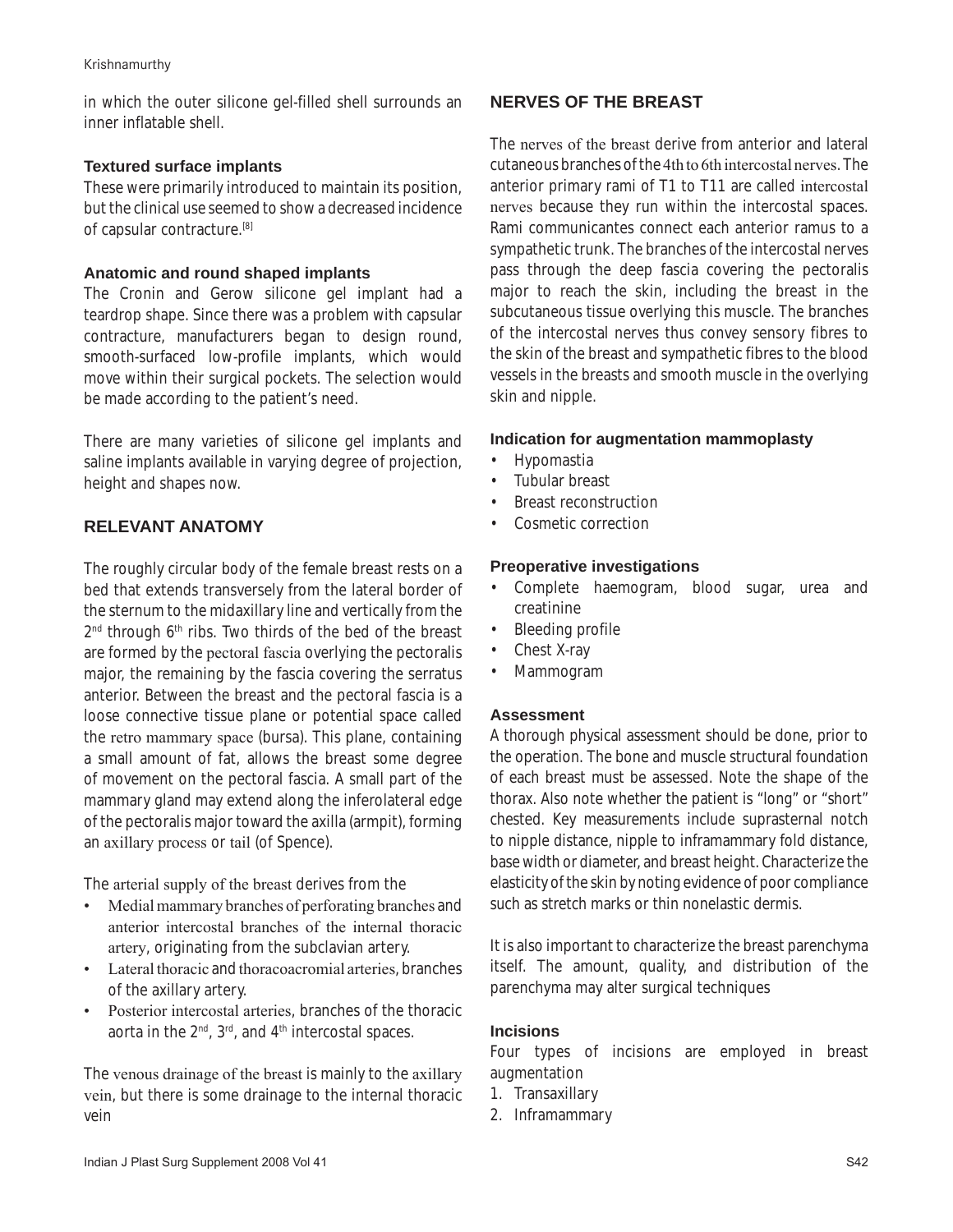in which the outer silicone gel-filled shell surrounds an inner inflatable shell.

### Textured surface implants

These were primarily introduced to maintain its position, but the clinical use seemed to show a decreased incidence of capsular contracture.[8]

### Anatomic and round shaped implants

The Cronin and Gerow silicone gel implant had a teardrop shape. Since there was a problem with capsular contracture, manufacturers began to design round, smooth-surfaced low-profile implants, which would move within their surgical pockets. The selection would be made according to the patient's need.

There are many varieties of silicone gel implants and saline implants available in varying degree of projection, height and shapes now.

## RELEVANT ANATOMY

The roughly circular body of the female breast rests on a bed that extends transversely from the lateral border of the sternum to the midaxillary line and vertically from the 2nd through 6th ribs. Two thirds of the bed of the breast are formed by the pectoral fascia overlying the pectoralis major, the remaining by the fascia covering the serratus anterior. Between the breast and the pectoral fascia is a loose connective tissue plane or potential space called the retro mammary space (bursa). This plane, containing a small amount of fat, allows the breast some degree of movement on the pectoral fascia. A small part of the mammary gland may extend along the inferolateral edge of the pectoralis major toward the axilla (armpit), forming an axillary process or tail (of Spence).

The arterial supply of the breast derives from the

- Medial mammary branches of perforating branches and anterior intercostal branches of the internal thoracic artery, originating from the subclavian artery.
- Lateral thoracic and thoracoacromial arteries, branches of the axillary artery.
- Posterior intercostal arteries, branches of the thoracic aorta in the 2nd, 3rd, and 4th intercostal spaces.

The venous drainage of the breast is mainly to the axillary vein, but there is some drainage to the internal thoracic vein

## NERVES OF THE BREAST

The nerves of the breast derive from anterior and lateral cutaneous branches of the 4th to 6th intercostal nerves. The anterior primary rami of T1 to T11 are called intercostal nerves because they run within the intercostal spaces. Rami communicantes connect each anterior ramus to a sympathetic trunk. The branches of the intercostal nerves pass through the deep fascia covering the pectoralis major to reach the skin, including the breast in the subcutaneous tissue overlying this muscle. The branches of the intercostal nerves thus convey sensory fibres to the skin of the breast and sympathetic fibres to the blood vessels in the breasts and smooth muscle in the overlying skin and nipple.

### Indication for augmentation mammoplasty

- Hypomastia
- Tubular breast
- Breast reconstruction
- Cosmetic correction

### Preoperative investigations

- Complete haemogram, blood sugar, urea and creatinine
- Bleeding profile
- Chest X-ray
- Mammogram

### Assessment

A thorough physical assessment should be done, prior to the operation. The bone and muscle structural foundation of each breast must be assessed. Note the shape of the thorax. Also note whether the patient is "long" or "short" chested. Key measurements include suprasternal notch to nipple distance, nipple to inframammary fold distance, base width or diameter, and breast height. Characterize the elasticity of the skin by noting evidence of poor compliance such as stretch marks or thin nonelastic dermis.

It is also important to characterize the breast parenchyma itself. The amount, quality, and distribution of the parenchyma may alter surgical techniques

### Incisions

Four types of incisions are employed in breast augmentation

1. Transaxillary
2. Inframammary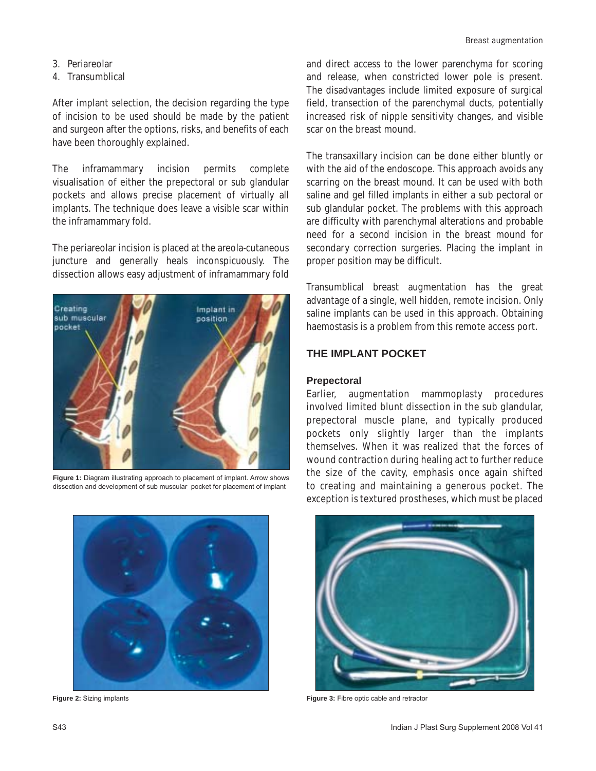3. Periareolar
4. Transumblical

After implant selection, the decision regarding the type of incision to be used should be made by the patient and surgeon after the options, risks, and benefits of each have been thoroughly explained.

The inframammary incision permits complete visualisation of either the prepectoral or sub glandular pockets and allows precise placement of virtually all implants. The technique does leave a visible scar within the inframammary fold.

The periareolar incision is placed at the areola-cutaneous juncture and generally heals inconspicuously. The dissection allows easy adjustment of inframammary fold and direct access to the lower parenchyma for scoring and release, when constricted lower pole is present. The disadvantages include limited exposure of surgical field, transection of the parenchymal ducts, potentially increased risk of nipple sensitivity changes, and visible scar on the breast mound.

**Figure 1:** Diagram illustrating approach to placement of implant. Arrow shows dissection and development of sub muscular pocket for placement of implant

The transaxillary incision can be done either bluntly or with the aid of the endoscope. This approach avoids any scarring on the breast mound. It can be used with both saline and gel filled implants in either a sub pectoral or sub glandular pocket. The problems with this approach are difficulty with parenchymal alterations and probable need for a second incision in the breast mound for secondary correction surgeries. Placing the implant in proper position may be difficult.

Transumblical breast augmentation has the great advantage of a single, well hidden, remote incision. Only saline implants can be used in this approach. Obtaining haemostasis is a problem from this remote access port.

## THE IMPLANT POCKET

### Prepectoral

Earlier, augmentation mammoplasty procedures involved limited blunt dissection in the sub glandular, prepectoral muscle plane, and typically produced pockets only slightly larger than the implants themselves. When it was realized that the forces of wound contraction during healing act to further reduce the size of the cavity, emphasis once again shifted to creating and maintaining a generous pocket. The exception is textured prostheses, which must be placed

**Figure 2:** Sizing implants

**Figure 3:** Fibre optic cable and retractor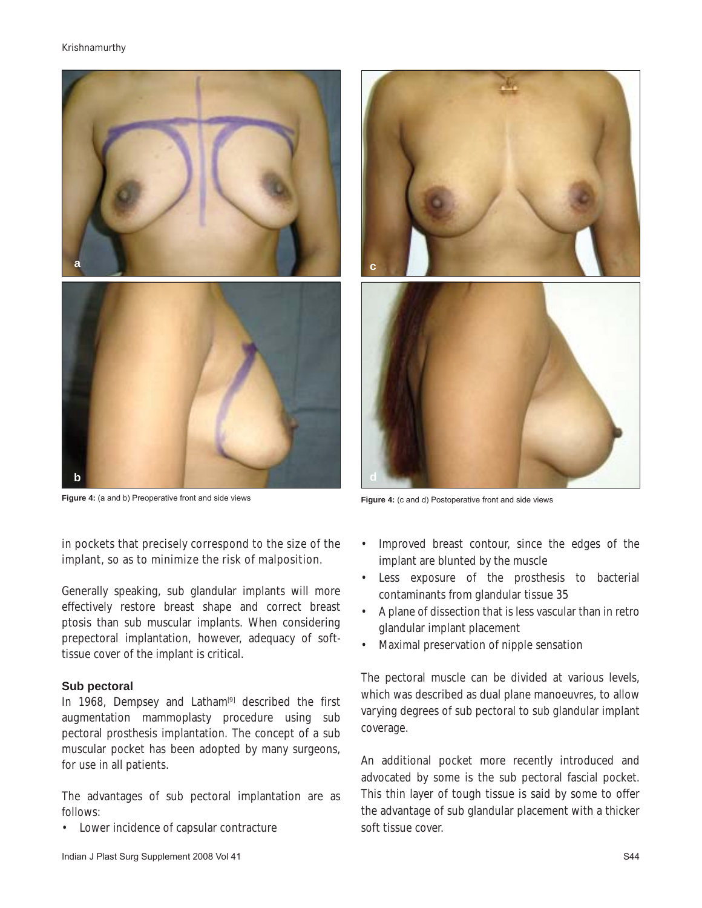Figure 4: (a and b) Preoperative front and side views

Figure 4: (c and d) Postoperative front and side views

in pockets that precisely correspond to the size of the implant, so as to minimize the risk of malposition.

Generally speaking, sub glandular implants will more effectively restore breast shape and correct breast ptosis than sub muscular implants. When considering prepectoral implantation, however, adequacy of soft-tissue cover of the implant is critical.

### Sub pectoral

In 1968, Dempsey and Latham[9] described the first augmentation mammoplasty procedure using sub pectoral prosthesis implantation. The concept of a sub muscular pocket has been adopted by many surgeons, for use in all patients.

The advantages of sub pectoral implantation are as follows:

- Lower incidence of capsular contracture
- Improved breast contour, since the edges of the implant are blunted by the muscle
- Less exposure of the prosthesis to bacterial contaminants from glandular tissue 35
- A plane of dissection that is less vascular than in retro glandular implant placement
- Maximal preservation of nipple sensation

The pectoral muscle can be divided at various levels, which was described as dual plane manoeuvres, to allow varying degrees of sub pectoral to sub glandular implant coverage.

An additional pocket more recently introduced and advocated by some is the sub pectoral fascial pocket. This thin layer of tough tissue is said by some to offer the advantage of sub glandular placement with a thicker soft tissue cover.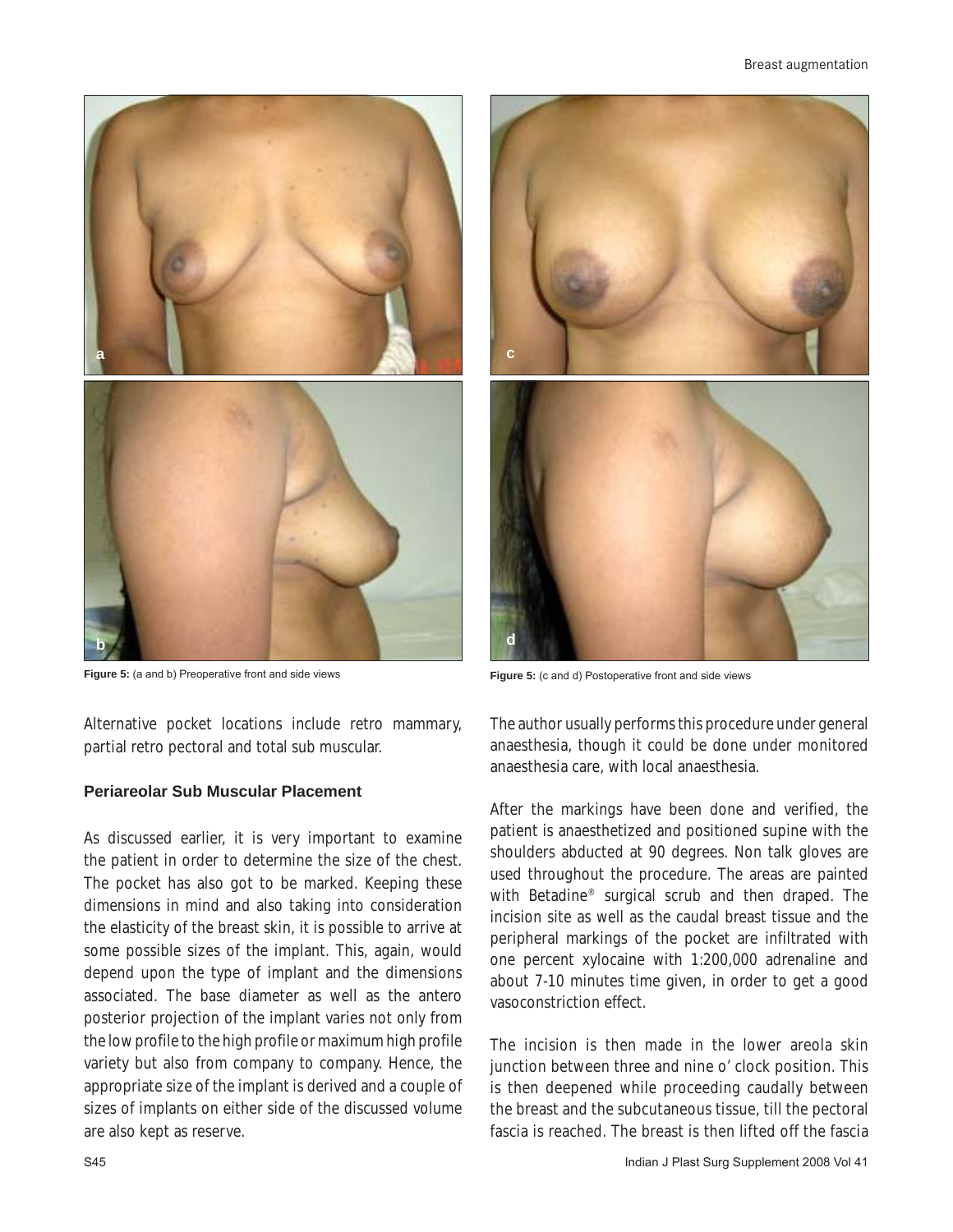Figure 5: (a and b) Preoperative front and side views

Figure 5: (c and d) Postoperative front and side views

Alternative pocket locations include retro mammary, partial retro pectoral and total sub muscular.

### Periareolar Sub Muscular Placement

As discussed earlier, it is very important to examine the patient in order to determine the size of the chest. The pocket has also got to be marked. Keeping these dimensions in mind and also taking into consideration the elasticity of the breast skin, it is possible to arrive at some possible sizes of the implant. This, again, would depend upon the type of implant and the dimensions associated. The base diameter as well as the antero posterior projection of the implant varies not only from the low profile to the high profile or maximum high profile variety but also from company to company. Hence, the appropriate size of the implant is derived and a couple of sizes of implants on either side of the discussed volume are also kept as reserve.

The author usually performs this procedure under general anaesthesia, though it could be done under monitored anaesthesia care, with local anaesthesia.

After the markings have been done and verified, the patient is anaesthetized and positioned supine with the shoulders abducted at 90 degrees. Non talk gloves are used throughout the procedure. The areas are painted with Betadine® surgical scrub and then draped. The incision site as well as the caudal breast tissue and the peripheral markings of the pocket are infiltrated with one percent xylocaine with 1:200,000 adrenaline and about 7-10 minutes time given, in order to get a good vasoconstriction effect.

The incision is then made in the lower areola skin junction between three and nine o' clock position. This is then deepened while proceeding caudally between the breast and the subcutaneous tissue, till the pectoral fascia is reached. The breast is then lifted off the fascia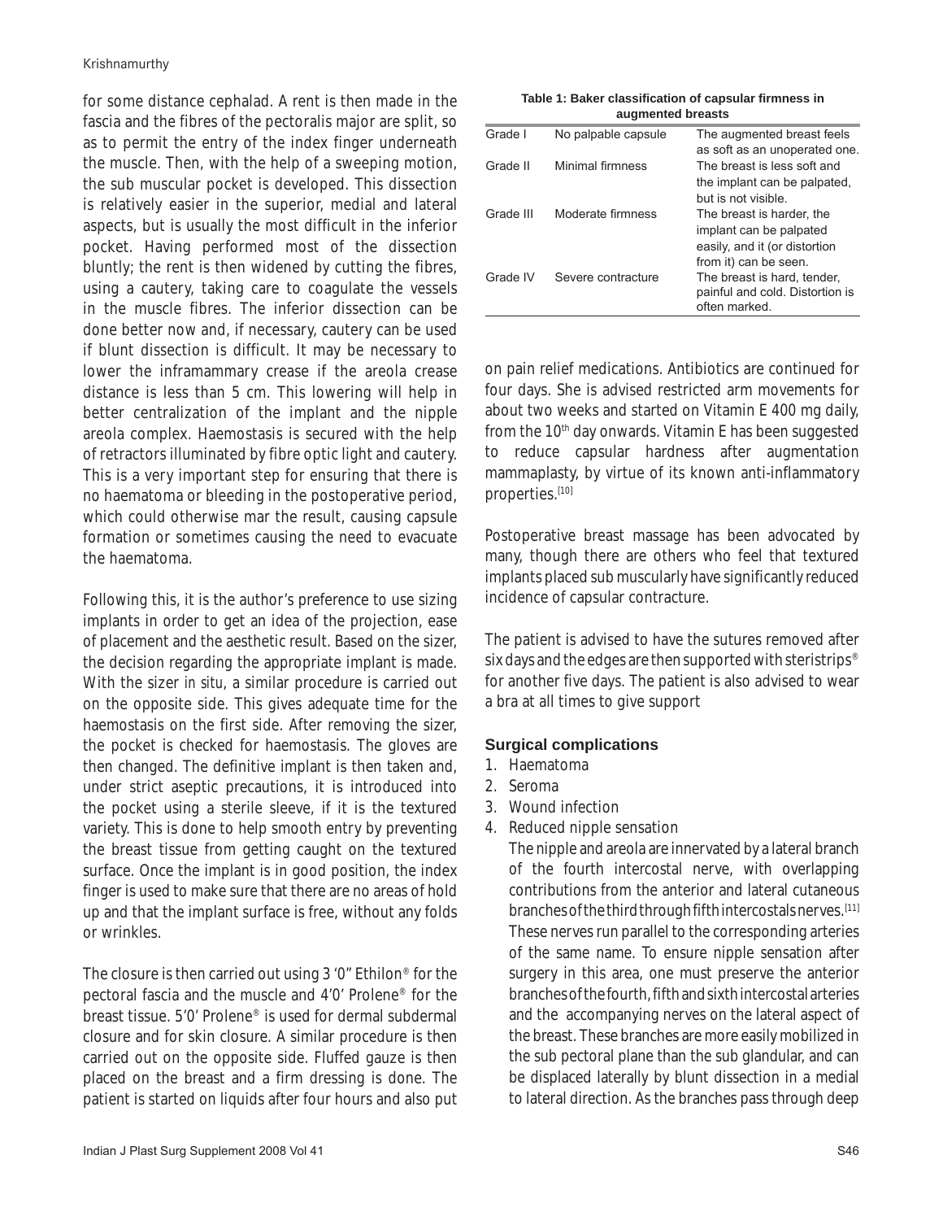for some distance cephalad. A rent is then made in the fascia and the fibres of the pectoralis major are split, so as to permit the entry of the index finger underneath the muscle. Then, with the help of a sweeping motion, the sub muscular pocket is developed. This dissection is relatively easier in the superior, medial and lateral aspects, but is usually the most difficult in the inferior pocket. Having performed most of the dissection bluntly; the rent is then widened by cutting the fibres, using a cautery, taking care to coagulate the vessels in the muscle fibres. The inferior dissection can be done better now and, if necessary, cautery can be used if blunt dissection is difficult. It may be necessary to lower the inframammary crease if the areola crease distance is less than 5 cm. This lowering will help in better centralization of the implant and the nipple areola complex. Haemostasis is secured with the help of retractors illuminated by fibre optic light and cautery. This is a very important step for ensuring that there is no haematoma or bleeding in the postoperative period, which could otherwise mar the result, causing capsule formation or sometimes causing the need to evacuate the haematoma.

Following this, it is the author's preference to use sizing implants in order to get an idea of the projection, ease of placement and the aesthetic result. Based on the sizer, the decision regarding the appropriate implant is made. With the sizer *in situ*, a similar procedure is carried out on the opposite side. This gives adequate time for the haemostasis on the first side. After removing the sizer, the pocket is checked for haemostasis. The gloves are then changed. The definitive implant is then taken and, under strict aseptic precautions, it is introduced into the pocket using a sterile sleeve, if it is the textured variety. This is done to help smooth entry by preventing the breast tissue from getting caught on the textured surface. Once the implant is in good position, the index finger is used to make sure that there are no areas of hold up and that the implant surface is free, without any folds or wrinkles.

The closure is then carried out using 3 '0" Ethilon® for the pectoral fascia and the muscle and 4'0' Prolene® for the breast tissue. 5'0' Prolene® is used for dermal subdermal closure and for skin closure. A similar procedure is then carried out on the opposite side. Fluffed gauze is then placed on the breast and a firm dressing is done. The patient is started on liquids after four hours and also put on pain relief medications. Antibiotics are continued for four days. She is advised restricted arm movements for about two weeks and started on Vitamin E 400 mg daily, from the 10th day onwards. Vitamin E has been suggested to reduce capsular hardness after augmentation mammaplasty, by virtue of its known anti-inflammatory properties.[10]

**Table 1: Baker classification of capsular firmness in augmented breasts**

| | | |
|---|---|---|
| Grade I | No palpable capsule | The augmented breast feels as soft as an unoperated one. |
| Grade II | Minimal firmness | The breast is less soft and the implant can be palpated, but is not visible. |
| Grade III | Moderate firmness | The breast is harder, the implant can be palpated easily, and it (or distortion from it) can be seen. |
| Grade IV | Severe contracture | The breast is hard, tender, painful and cold. Distortion is often marked. |

Postoperative breast massage has been advocated by many, though there are others who feel that textured implants placed sub muscularly have significantly reduced incidence of capsular contracture.

The patient is advised to have the sutures removed after six days and the edges are then supported with steristrips® for another five days. The patient is also advised to wear a bra at all times to give support

### Surgical complications

1. Haematoma
2. Seroma
3. Wound infection
4. Reduced nipple sensation

   The nipple and areola are innervated by a lateral branch of the fourth intercostal nerve, with overlapping contributions from the anterior and lateral cutaneous branches of the third through fifth intercostals nerves.[11] These nerves run parallel to the corresponding arteries of the same name. To ensure nipple sensation after surgery in this area, one must preserve the anterior branches of the fourth, fifth and sixth intercostal arteries and the accompanying nerves on the lateral aspect of the breast. These branches are more easily mobilized in the sub pectoral plane than the sub glandular, and can be displaced laterally by blunt dissection in a medial to lateral direction. As the branches pass through deep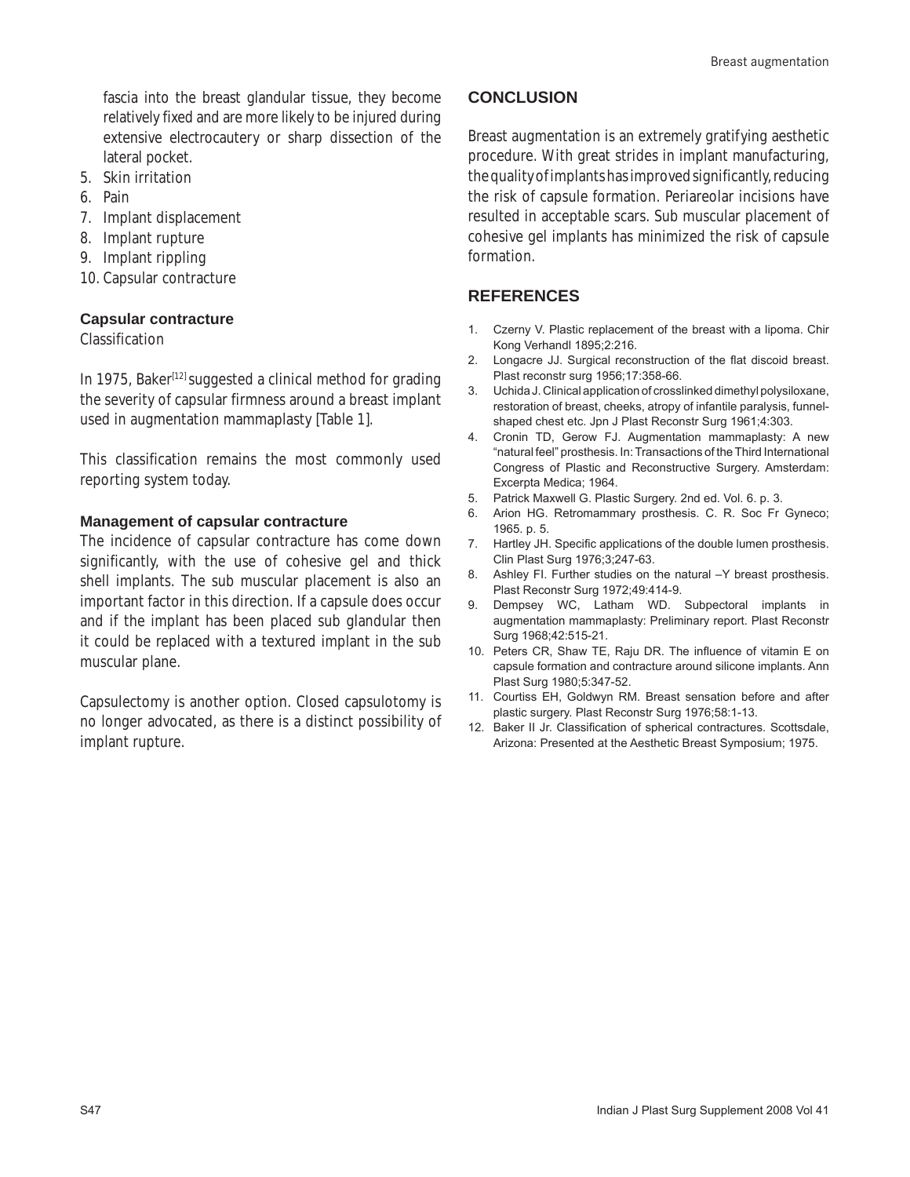fascia into the breast glandular tissue, they become relatively fixed and are more likely to be injured during extensive electrocautery or sharp dissection of the lateral pocket.

5. Skin irritation
6. Pain
7. Implant displacement
8. Implant rupture
9. Implant rippling
10. Capsular contracture

### Capsular contracture

Classification

In 1975, Baker[12] suggested a clinical method for grading the severity of capsular firmness around a breast implant used in augmentation mammaplasty [Table 1].

This classification remains the most commonly used reporting system today.

### Management of capsular contracture

The incidence of capsular contracture has come down significantly, with the use of cohesive gel and thick shell implants. The sub muscular placement is also an important factor in this direction. If a capsule does occur and if the implant has been placed sub glandular then it could be replaced with a textured implant in the sub muscular plane.

Capsulectomy is another option. Closed capsulotomy is no longer advocated, as there is a distinct possibility of implant rupture.

## CONCLUSION

Breast augmentation is an extremely gratifying aesthetic procedure. With great strides in implant manufacturing, the quality of implants has improved significantly, reducing the risk of capsule formation. Periareolar incisions have resulted in acceptable scars. Sub muscular placement of cohesive gel implants has minimized the risk of capsule formation.

## REFERENCES

1. Czerny V. Plastic replacement of the breast with a lipoma. Chir Kong Verhandl 1895;2:216.
2. Longacre JJ. Surgical reconstruction of the flat discoid breast. Plast reconstr surg 1956;17:358-66.
3. Uchida J. Clinical application of crosslinked dimethyl polysiloxane, restoration of breast, cheeks, atropy of infantile paralysis, funnel-shaped chest etc. Jpn J Plast Reconstr Surg 1961;4:303.
4. Cronin TD, Gerow FJ. Augmentation mammaplasty: A new "natural feel" prosthesis. In: Transactions of the Third International Congress of Plastic and Reconstructive Surgery. Amsterdam: Excerpta Medica; 1964.
5. Patrick Maxwell G. Plastic Surgery. 2nd ed. Vol. 6. p. 3.
6. Arion HG. Retromammary prosthesis. C. R. Soc Fr Gyneco; 1965. p. 5.
7. Hartley JH. Specific applications of the double lumen prosthesis. Clin Plast Surg 1976;3;247-63.
8. Ashley FI. Further studies on the natural –Y breast prosthesis. Plast Reconstr Surg 1972;49:414-9.
9. Dempsey WC, Latham WD. Subpectoral implants in augmentation mammaplasty: Preliminary report. Plast Reconstr Surg 1968;42:515-21.
10. Peters CR, Shaw TE, Raju DR. The influence of vitamin E on capsule formation and contracture around silicone implants. Ann Plast Surg 1980;5:347-52.
11. Courtiss EH, Goldwyn RM. Breast sensation before and after plastic surgery. Plast Reconstr Surg 1976;58:1-13.
12. Baker II Jr. Classification of spherical contractures. Scottsdale, Arizona: Presented at the Aesthetic Breast Symposium; 1975.